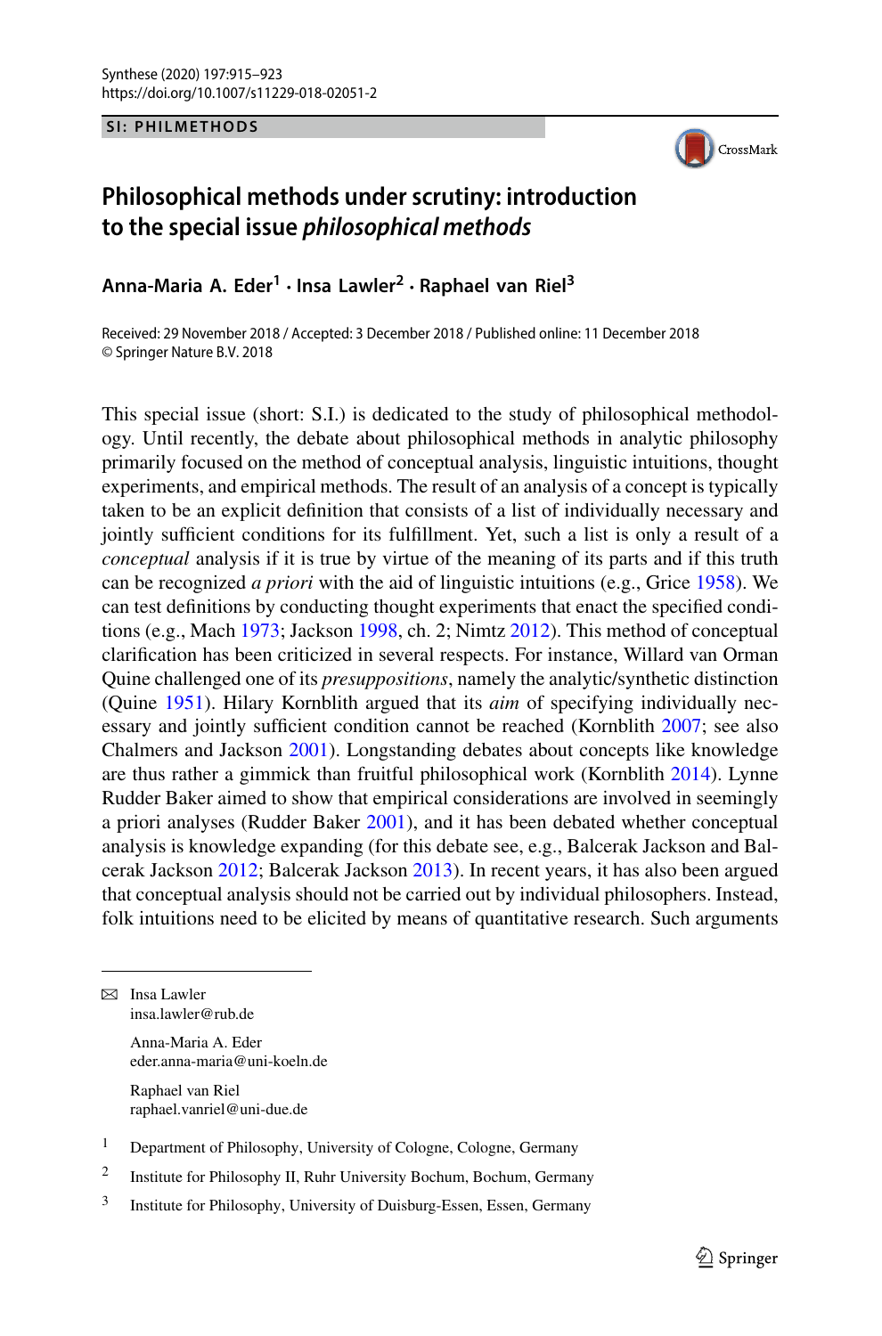SI: PHILMETHODS

# Philosophical methods under scrutiny: introduction to the special issue *philosophical methods*

**Anna-Maria A. Eder[1] · Insa Lawler[2] · Raphael van Riel[3]**

Received: 29 November 2018 / Accepted: 3 December 2018 / Published online: 11 December 2018
© Springer Nature B.V. 2018

This special issue (short: S.I.) is dedicated to the study of philosophical methodology. Until recently, the debate about philosophical methods in analytic philosophy primarily focused on the method of conceptual analysis, linguistic intuitions, thought experiments, and empirical methods. The result of an analysis of a concept is typically taken to be an explicit definition that consists of a list of individually necessary and jointly sufficient conditions for its fulfillment. Yet, such a list is only a result of a *conceptual* analysis if it is true by virtue of the meaning of its parts and if this truth can be recognized *a priori* with the aid of linguistic intuitions (e.g., Grice 1958). We can test definitions by conducting thought experiments that enact the specified conditions (e.g., Mach 1973; Jackson 1998, ch. 2; Nimtz 2012). This method of conceptual clarification has been criticized in several respects. For instance, Willard van Orman Quine challenged one of its *presuppositions*, namely the analytic/synthetic distinction (Quine 1951). Hilary Kornblith argued that its *aim* of specifying individually necessary and jointly sufficient condition cannot be reached (Kornblith 2007; see also Chalmers and Jackson 2001). Longstanding debates about concepts like knowledge are thus rather a gimmick than fruitful philosophical work (Kornblith 2014). Lynne Rudder Baker aimed to show that empirical considerations are involved in seemingly a priori analyses (Rudder Baker 2001), and it has been debated whether conceptual analysis is knowledge expanding (for this debate see, e.g., Balcerak Jackson and Balcerak Jackson 2012; Balcerak Jackson 2013). In recent years, it has also been argued that conceptual analysis should not be carried out by individual philosophers. Instead, folk intuitions need to be elicited by means of quantitative research. Such arguments

---

✉ Insa Lawler
insa.lawler@rub.de

Anna-Maria A. Eder
eder.anna-maria@uni-koeln.de

Raphael van Riel
raphael.vanriel@uni-due.de

1 Department of Philosophy, University of Cologne, Cologne, Germany

2 Institute for Philosophy II, Ruhr University Bochum, Bochum, Germany

3 Institute for Philosophy, University of Duisburg-Essen, Essen, Germany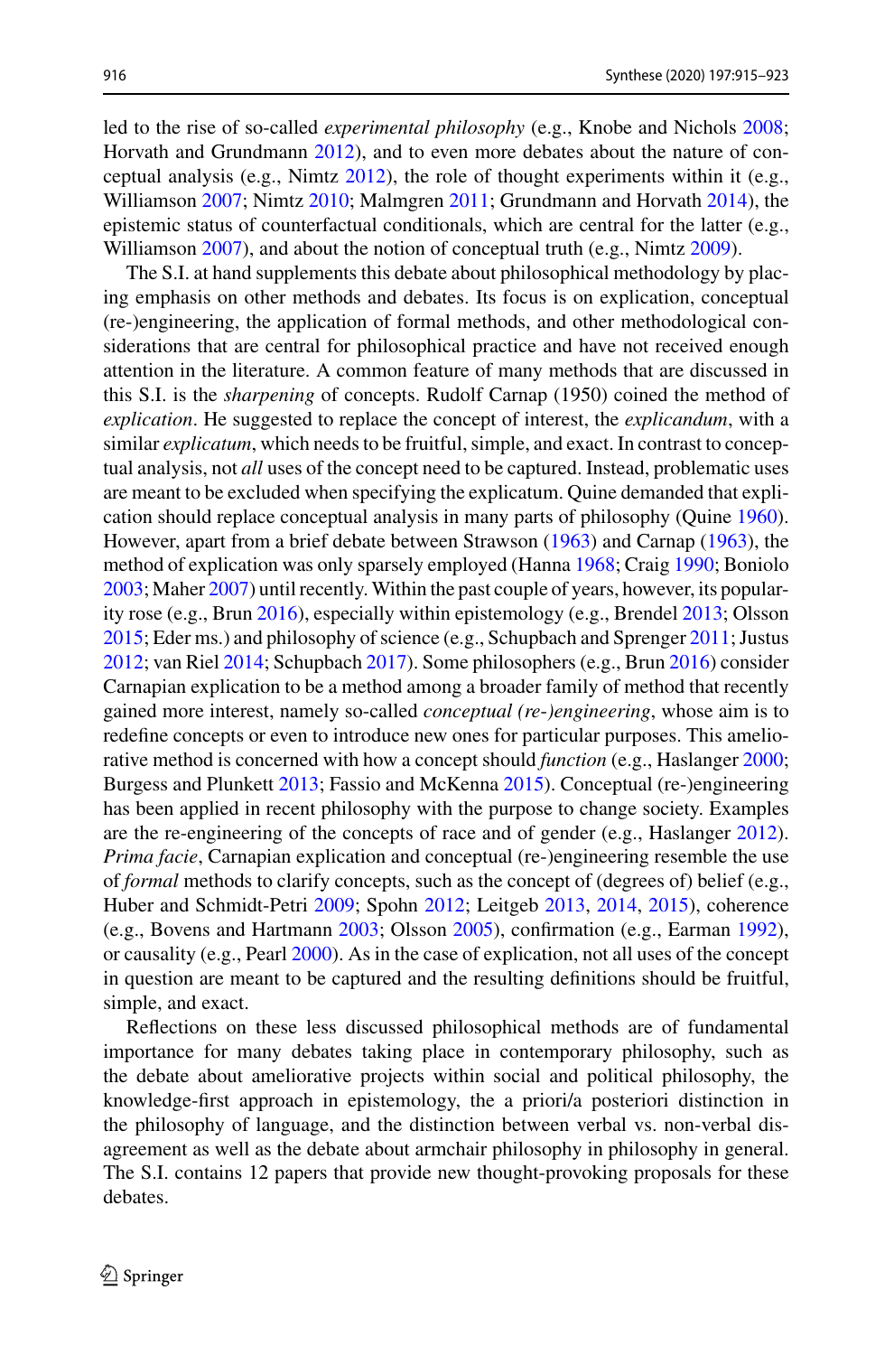led to the rise of so-called *experimental philosophy* (e.g., Knobe and Nichols 2008; Horvath and Grundmann 2012), and to even more debates about the nature of conceptual analysis (e.g., Nimtz 2012), the role of thought experiments within it (e.g., Williamson 2007; Nimtz 2010; Malmgren 2011; Grundmann and Horvath 2014), the epistemic status of counterfactual conditionals, which are central for the latter (e.g., Williamson 2007), and about the notion of conceptual truth (e.g., Nimtz 2009).

The S.I. at hand supplements this debate about philosophical methodology by placing emphasis on other methods and debates. Its focus is on explication, conceptual (re-)engineering, the application of formal methods, and other methodological considerations that are central for philosophical practice and have not received enough attention in the literature. A common feature of many methods that are discussed in this S.I. is the *sharpening* of concepts. Rudolf Carnap (1950) coined the method of *explication*. He suggested to replace the concept of interest, the *explicandum*, with a similar *explicatum*, which needs to be fruitful, simple, and exact. In contrast to conceptual analysis, not *all* uses of the concept need to be captured. Instead, problematic uses are meant to be excluded when specifying the explicatum. Quine demanded that explication should replace conceptual analysis in many parts of philosophy (Quine 1960). However, apart from a brief debate between Strawson (1963) and Carnap (1963), the method of explication was only sparsely employed (Hanna 1968; Craig 1990; Boniolo 2003; Maher 2007) until recently. Within the past couple of years, however, its popularity rose (e.g., Brun 2016), especially within epistemology (e.g., Brendel 2013; Olsson 2015; Eder ms.) and philosophy of science (e.g., Schupbach and Sprenger 2011; Justus 2012; van Riel 2014; Schupbach 2017). Some philosophers (e.g., Brun 2016) consider Carnapian explication to be a method among a broader family of method that recently gained more interest, namely so-called *conceptual (re-)engineering*, whose aim is to redefine concepts or even to introduce new ones for particular purposes. This ameliorative method is concerned with how a concept should *function* (e.g., Haslanger 2000; Burgess and Plunkett 2013; Fassio and McKenna 2015). Conceptual (re-)engineering has been applied in recent philosophy with the purpose to change society. Examples are the re-engineering of the concepts of race and of gender (e.g., Haslanger 2012). *Prima facie*, Carnapian explication and conceptual (re-)engineering resemble the use of *formal* methods to clarify concepts, such as the concept of (degrees of) belief (e.g., Huber and Schmidt-Petri 2009; Spohn 2012; Leitgeb 2013, 2014, 2015), coherence (e.g., Bovens and Hartmann 2003; Olsson 2005), confirmation (e.g., Earman 1992), or causality (e.g., Pearl 2000). As in the case of explication, not all uses of the concept in question are meant to be captured and the resulting definitions should be fruitful, simple, and exact.

Reflections on these less discussed philosophical methods are of fundamental importance for many debates taking place in contemporary philosophy, such as the debate about ameliorative projects within social and political philosophy, the knowledge-first approach in epistemology, the a priori/a posteriori distinction in the philosophy of language, and the distinction between verbal vs. non-verbal disagreement as well as the debate about armchair philosophy in philosophy in general. The S.I. contains 12 papers that provide new thought-provoking proposals for these debates.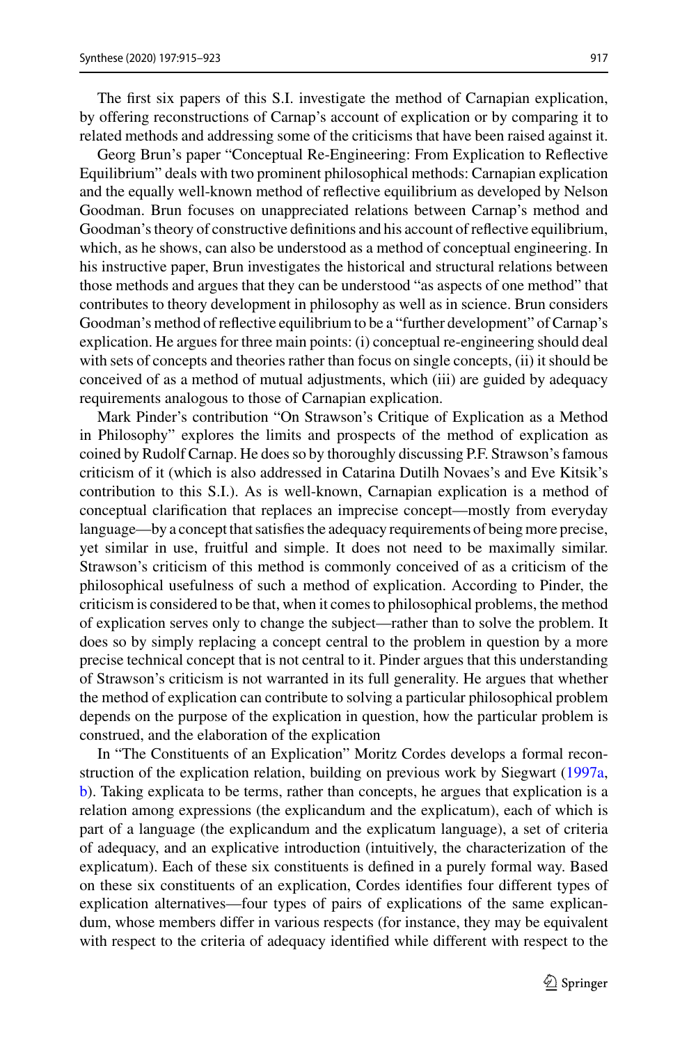The first six papers of this S.I. investigate the method of Carnapian explication, by offering reconstructions of Carnap's account of explication or by comparing it to related methods and addressing some of the criticisms that have been raised against it.

Georg Brun's paper "Conceptual Re-Engineering: From Explication to Reflective Equilibrium" deals with two prominent philosophical methods: Carnapian explication and the equally well-known method of reflective equilibrium as developed by Nelson Goodman. Brun focuses on unappreciated relations between Carnap's method and Goodman's theory of constructive definitions and his account of reflective equilibrium, which, as he shows, can also be understood as a method of conceptual engineering. In his instructive paper, Brun investigates the historical and structural relations between those methods and argues that they can be understood "as aspects of one method" that contributes to theory development in philosophy as well as in science. Brun considers Goodman's method of reflective equilibrium to be a "further development" of Carnap's explication. He argues for three main points: (i) conceptual re-engineering should deal with sets of concepts and theories rather than focus on single concepts, (ii) it should be conceived of as a method of mutual adjustments, which (iii) are guided by adequacy requirements analogous to those of Carnapian explication.

Mark Pinder's contribution "On Strawson's Critique of Explication as a Method in Philosophy" explores the limits and prospects of the method of explication as coined by Rudolf Carnap. He does so by thoroughly discussing P.F. Strawson's famous criticism of it (which is also addressed in Catarina Dutilh Novaes's and Eve Kitsik's contribution to this S.I.). As is well-known, Carnapian explication is a method of conceptual clarification that replaces an imprecise concept—mostly from everyday language—by a concept that satisfies the adequacy requirements of being more precise, yet similar in use, fruitful and simple. It does not need to be maximally similar. Strawson's criticism of this method is commonly conceived of as a criticism of the philosophical usefulness of such a method of explication. According to Pinder, the criticism is considered to be that, when it comes to philosophical problems, the method of explication serves only to change the subject—rather than to solve the problem. It does so by simply replacing a concept central to the problem in question by a more precise technical concept that is not central to it. Pinder argues that this understanding of Strawson's criticism is not warranted in its full generality. He argues that whether the method of explication can contribute to solving a particular philosophical problem depends on the purpose of the explication in question, how the particular problem is construed, and the elaboration of the explication

In "The Constituents of an Explication" Moritz Cordes develops a formal reconstruction of the explication relation, building on previous work by Siegwart (1997a, b). Taking explicata to be terms, rather than concepts, he argues that explication is a relation among expressions (the explicandum and the explicatum), each of which is part of a language (the explicandum and the explicatum language), a set of criteria of adequacy, and an explicative introduction (intuitively, the characterization of the explicatum). Each of these six constituents is defined in a purely formal way. Based on these six constituents of an explication, Cordes identifies four different types of explication alternatives—four types of pairs of explications of the same explicandum, whose members differ in various respects (for instance, they may be equivalent with respect to the criteria of adequacy identified while different with respect to the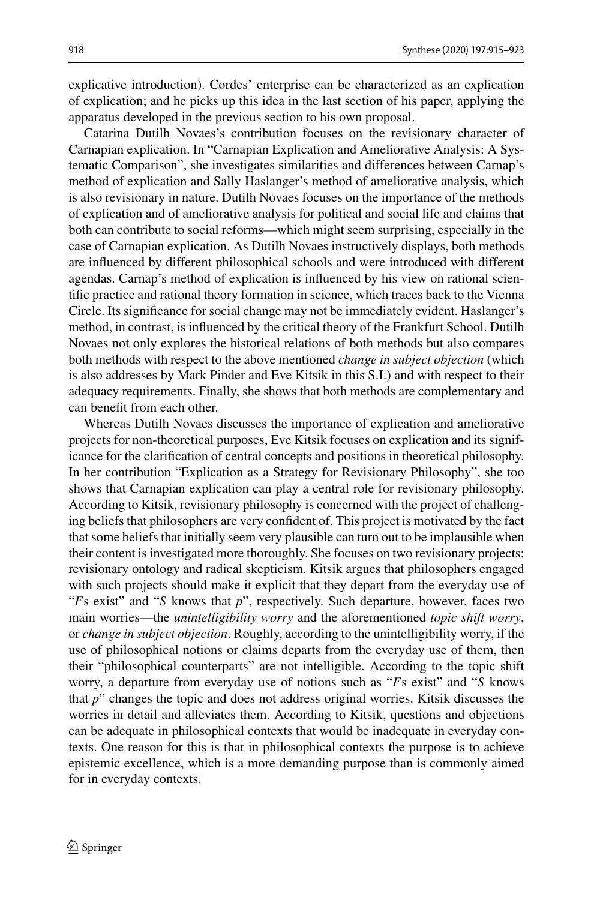explicative introduction). Cordes' enterprise can be characterized as an explication of explication; and he picks up this idea in the last section of his paper, applying the apparatus developed in the previous section to his own proposal.

Catarina Dutilh Novaes's contribution focuses on the revisionary character of Carnapian explication. In "Carnapian Explication and Ameliorative Analysis: A Systematic Comparison", she investigates similarities and differences between Carnap's method of explication and Sally Haslanger's method of ameliorative analysis, which is also revisionary in nature. Dutilh Novaes focuses on the importance of the methods of explication and of ameliorative analysis for political and social life and claims that both can contribute to social reforms—which might seem surprising, especially in the case of Carnapian explication. As Dutilh Novaes instructively displays, both methods are influenced by different philosophical schools and were introduced with different agendas. Carnap's method of explication is influenced by his view on rational scientific practice and rational theory formation in science, which traces back to the Vienna Circle. Its significance for social change may not be immediately evident. Haslanger's method, in contrast, is influenced by the critical theory of the Frankfurt School. Dutilh Novaes not only explores the historical relations of both methods but also compares both methods with respect to the above mentioned *change in subject objection* (which is also addresses by Mark Pinder and Eve Kitsik in this S.I.) and with respect to their adequacy requirements. Finally, she shows that both methods are complementary and can benefit from each other.

Whereas Dutilh Novaes discusses the importance of explication and ameliorative projects for non-theoretical purposes, Eve Kitsik focuses on explication and its significance for the clarification of central concepts and positions in theoretical philosophy. In her contribution "Explication as a Strategy for Revisionary Philosophy", she too shows that Carnapian explication can play a central role for revisionary philosophy. According to Kitsik, revisionary philosophy is concerned with the project of challenging beliefs that philosophers are very confident of. This project is motivated by the fact that some beliefs that initially seem very plausible can turn out to be implausible when their content is investigated more thoroughly. She focuses on two revisionary projects: revisionary ontology and radical skepticism. Kitsik argues that philosophers engaged with such projects should make it explicit that they depart from the everyday use of "*F*s exist" and "*S* knows that *p*", respectively. Such departure, however, faces two main worries—the *unintelligibility worry* and the aforementioned *topic shift worry*, or *change in subject objection*. Roughly, according to the unintelligibility worry, if the use of philosophical notions or claims departs from the everyday use of them, then their "philosophical counterparts" are not intelligible. According to the topic shift worry, a departure from everyday use of notions such as "*F*s exist" and "*S* knows that *p*" changes the topic and does not address original worries. Kitsik discusses the worries in detail and alleviates them. According to Kitsik, questions and objections can be adequate in philosophical contexts that would be inadequate in everyday contexts. One reason for this is that in philosophical contexts the purpose is to achieve epistemic excellence, which is a more demanding purpose than is commonly aimed for in everyday contexts.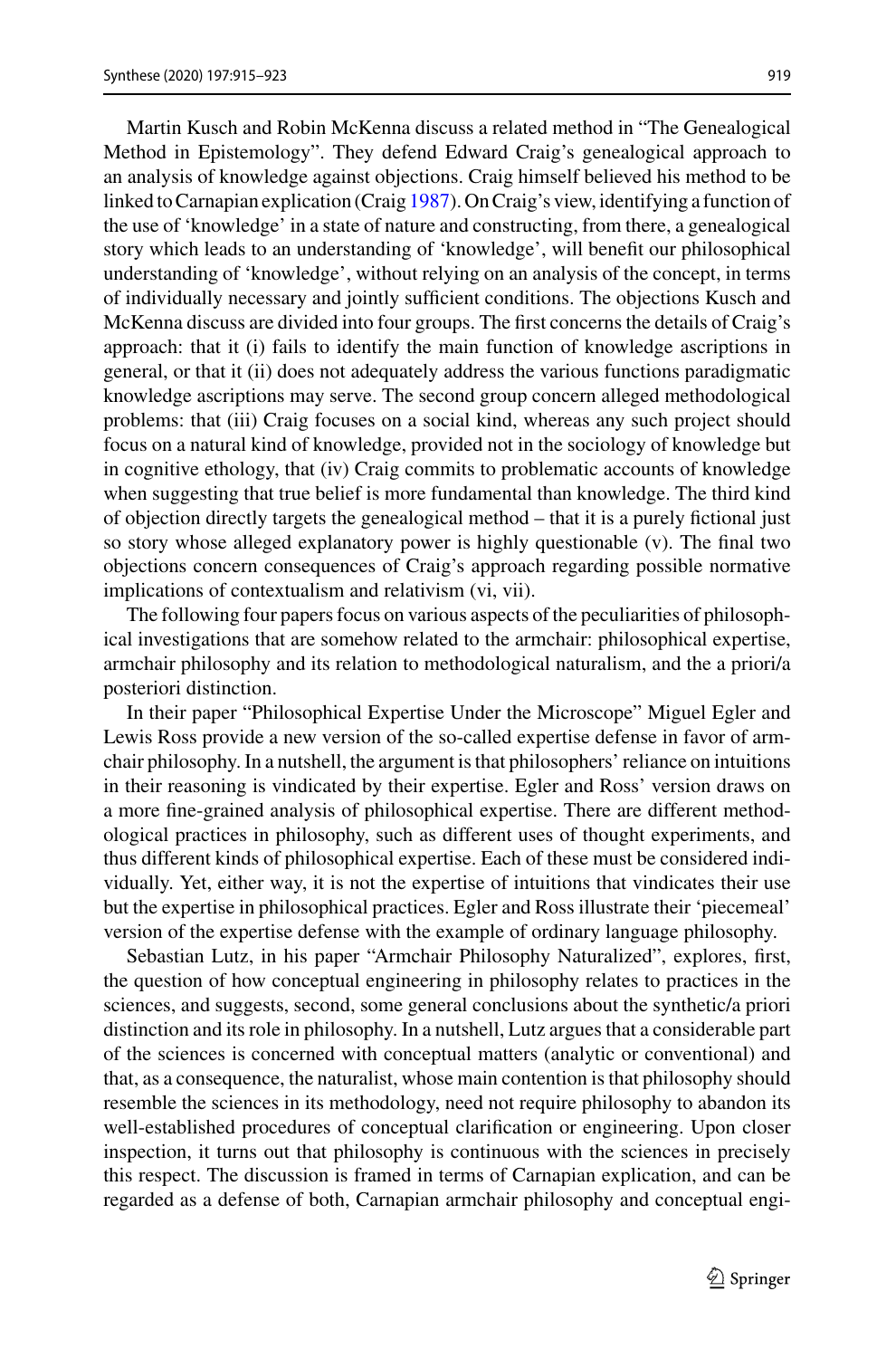Martin Kusch and Robin McKenna discuss a related method in "The Genealogical Method in Epistemology". They defend Edward Craig's genealogical approach to an analysis of knowledge against objections. Craig himself believed his method to be linked to Carnapian explication (Craig 1987). On Craig's view, identifying a function of the use of 'knowledge' in a state of nature and constructing, from there, a genealogical story which leads to an understanding of 'knowledge', will benefit our philosophical understanding of 'knowledge', without relying on an analysis of the concept, in terms of individually necessary and jointly sufficient conditions. The objections Kusch and McKenna discuss are divided into four groups. The first concerns the details of Craig's approach: that it (i) fails to identify the main function of knowledge ascriptions in general, or that it (ii) does not adequately address the various functions paradigmatic knowledge ascriptions may serve. The second group concern alleged methodological problems: that (iii) Craig focuses on a social kind, whereas any such project should focus on a natural kind of knowledge, provided not in the sociology of knowledge but in cognitive ethology, that (iv) Craig commits to problematic accounts of knowledge when suggesting that true belief is more fundamental than knowledge. The third kind of objection directly targets the genealogical method – that it is a purely fictional just so story whose alleged explanatory power is highly questionable (v). The final two objections concern consequences of Craig's approach regarding possible normative implications of contextualism and relativism (vi, vii).

The following four papers focus on various aspects of the peculiarities of philosophical investigations that are somehow related to the armchair: philosophical expertise, armchair philosophy and its relation to methodological naturalism, and the a priori/a posteriori distinction.

In their paper "Philosophical Expertise Under the Microscope" Miguel Egler and Lewis Ross provide a new version of the so-called expertise defense in favor of armchair philosophy. In a nutshell, the argument is that philosophers' reliance on intuitions in their reasoning is vindicated by their expertise. Egler and Ross' version draws on a more fine-grained analysis of philosophical expertise. There are different methodological practices in philosophy, such as different uses of thought experiments, and thus different kinds of philosophical expertise. Each of these must be considered individually. Yet, either way, it is not the expertise of intuitions that vindicates their use but the expertise in philosophical practices. Egler and Ross illustrate their 'piecemeal' version of the expertise defense with the example of ordinary language philosophy.

Sebastian Lutz, in his paper "Armchair Philosophy Naturalized", explores, first, the question of how conceptual engineering in philosophy relates to practices in the sciences, and suggests, second, some general conclusions about the synthetic/a priori distinction and its role in philosophy. In a nutshell, Lutz argues that a considerable part of the sciences is concerned with conceptual matters (analytic or conventional) and that, as a consequence, the naturalist, whose main contention is that philosophy should resemble the sciences in its methodology, need not require philosophy to abandon its well-established procedures of conceptual clarification or engineering. Upon closer inspection, it turns out that philosophy is continuous with the sciences in precisely this respect. The discussion is framed in terms of Carnapian explication, and can be regarded as a defense of both, Carnapian armchair philosophy and conceptual engi-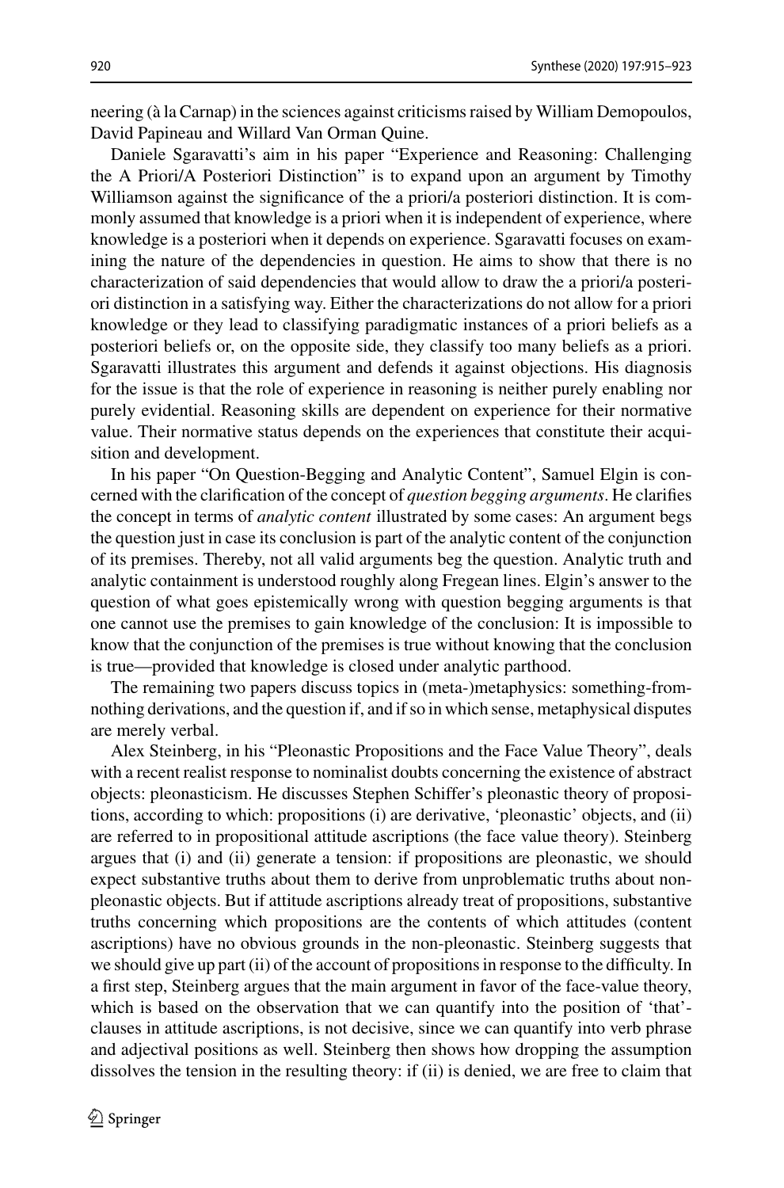neering (à la Carnap) in the sciences against criticisms raised by William Demopoulos, David Papineau and Willard Van Orman Quine.

Daniele Sgaravatti's aim in his paper "Experience and Reasoning: Challenging the A Priori/A Posteriori Distinction" is to expand upon an argument by Timothy Williamson against the significance of the a priori/a posteriori distinction. It is commonly assumed that knowledge is a priori when it is independent of experience, where knowledge is a posteriori when it depends on experience. Sgaravatti focuses on examining the nature of the dependencies in question. He aims to show that there is no characterization of said dependencies that would allow to draw the a priori/a posteriori distinction in a satisfying way. Either the characterizations do not allow for a priori knowledge or they lead to classifying paradigmatic instances of a priori beliefs as a posteriori beliefs or, on the opposite side, they classify too many beliefs as a priori. Sgaravatti illustrates this argument and defends it against objections. His diagnosis for the issue is that the role of experience in reasoning is neither purely enabling nor purely evidential. Reasoning skills are dependent on experience for their normative value. Their normative status depends on the experiences that constitute their acquisition and development.

In his paper "On Question-Begging and Analytic Content", Samuel Elgin is concerned with the clarification of the concept of *question begging arguments*. He clarifies the concept in terms of *analytic content* illustrated by some cases: An argument begs the question just in case its conclusion is part of the analytic content of the conjunction of its premises. Thereby, not all valid arguments beg the question. Analytic truth and analytic containment is understood roughly along Fregean lines. Elgin's answer to the question of what goes epistemically wrong with question begging arguments is that one cannot use the premises to gain knowledge of the conclusion: It is impossible to know that the conjunction of the premises is true without knowing that the conclusion is true—provided that knowledge is closed under analytic parthood.

The remaining two papers discuss topics in (meta-)metaphysics: something-from-nothing derivations, and the question if, and if so in which sense, metaphysical disputes are merely verbal.

Alex Steinberg, in his "Pleonastic Propositions and the Face Value Theory", deals with a recent realist response to nominalist doubts concerning the existence of abstract objects: pleonasticism. He discusses Stephen Schiffer's pleonastic theory of propositions, according to which: propositions (i) are derivative, 'pleonastic' objects, and (ii) are referred to in propositional attitude ascriptions (the face value theory). Steinberg argues that (i) and (ii) generate a tension: if propositions are pleonastic, we should expect substantive truths about them to derive from unproblematic truths about non-pleonastic objects. But if attitude ascriptions already treat of propositions, substantive truths concerning which propositions are the contents of which attitudes (content ascriptions) have no obvious grounds in the non-pleonastic. Steinberg suggests that we should give up part (ii) of the account of propositions in response to the difficulty. In a first step, Steinberg argues that the main argument in favor of the face-value theory, which is based on the observation that we can quantify into the position of 'that'-clauses in attitude ascriptions, is not decisive, since we can quantify into verb phrase and adjectival positions as well. Steinberg then shows how dropping the assumption dissolves the tension in the resulting theory: if (ii) is denied, we are free to claim that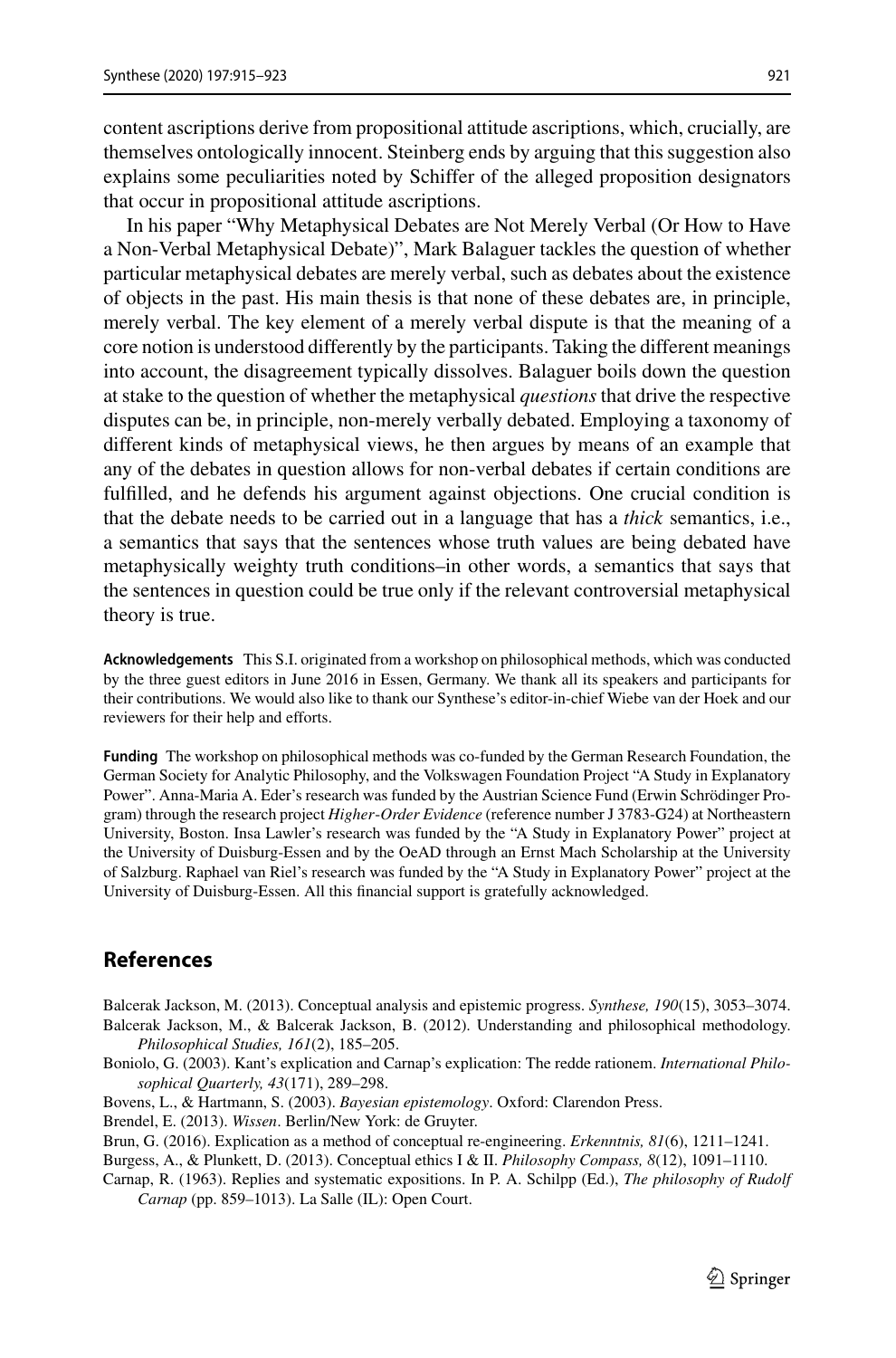content ascriptions derive from propositional attitude ascriptions, which, crucially, are themselves ontologically innocent. Steinberg ends by arguing that this suggestion also explains some peculiarities noted by Schiffer of the alleged proposition designators that occur in propositional attitude ascriptions.

In his paper "Why Metaphysical Debates are Not Merely Verbal (Or How to Have a Non-Verbal Metaphysical Debate)", Mark Balaguer tackles the question of whether particular metaphysical debates are merely verbal, such as debates about the existence of objects in the past. His main thesis is that none of these debates are, in principle, merely verbal. The key element of a merely verbal dispute is that the meaning of a core notion is understood differently by the participants. Taking the different meanings into account, the disagreement typically dissolves. Balaguer boils down the question at stake to the question of whether the metaphysical *questions* that drive the respective disputes can be, in principle, non-merely verbally debated. Employing a taxonomy of different kinds of metaphysical views, he then argues by means of an example that any of the debates in question allows for non-verbal debates if certain conditions are fulfilled, and he defends his argument against objections. One crucial condition is that the debate needs to be carried out in a language that has a *thick* semantics, i.e., a semantics that says that the sentences whose truth values are being debated have metaphysically weighty truth conditions–in other words, a semantics that says that the sentences in question could be true only if the relevant controversial metaphysical theory is true.

**Acknowledgements** This S.I. originated from a workshop on philosophical methods, which was conducted by the three guest editors in June 2016 in Essen, Germany. We thank all its speakers and participants for their contributions. We would also like to thank our Synthese's editor-in-chief Wiebe van der Hoek and our reviewers for their help and efforts.

**Funding** The workshop on philosophical methods was co-funded by the German Research Foundation, the German Society for Analytic Philosophy, and the Volkswagen Foundation Project "A Study in Explanatory Power". Anna-Maria A. Eder's research was funded by the Austrian Science Fund (Erwin Schrödinger Program) through the research project *Higher-Order Evidence* (reference number J 3783-G24) at Northeastern University, Boston. Insa Lawler's research was funded by the "A Study in Explanatory Power" project at the University of Duisburg-Essen and by the OeAD through an Ernst Mach Scholarship at the University of Salzburg. Raphael van Riel's research was funded by the "A Study in Explanatory Power" project at the University of Duisburg-Essen. All this financial support is gratefully acknowledged.

## References

Balcerak Jackson, M. (2013). Conceptual analysis and epistemic progress. *Synthese, 190*(15), 3053–3074.

Balcerak Jackson, M., & Balcerak Jackson, B. (2012). Understanding and philosophical methodology. *Philosophical Studies, 161*(2), 185–205.

Boniolo, G. (2003). Kant's explication and Carnap's explication: The redde rationem. *International Philosophical Quarterly, 43*(171), 289–298.

Bovens, L., & Hartmann, S. (2003). *Bayesian epistemology*. Oxford: Clarendon Press.

Brendel, E. (2013). *Wissen*. Berlin/New York: de Gruyter.

Brun, G. (2016). Explication as a method of conceptual re-engineering. *Erkenntnis, 81*(6), 1211–1241.

Burgess, A., & Plunkett, D. (2013). Conceptual ethics I & II. *Philosophy Compass, 8*(12), 1091–1110.

Carnap, R. (1963). Replies and systematic expositions. In P. A. Schilpp (Ed.), *The philosophy of Rudolf Carnap* (pp. 859–1013). La Salle (IL): Open Court.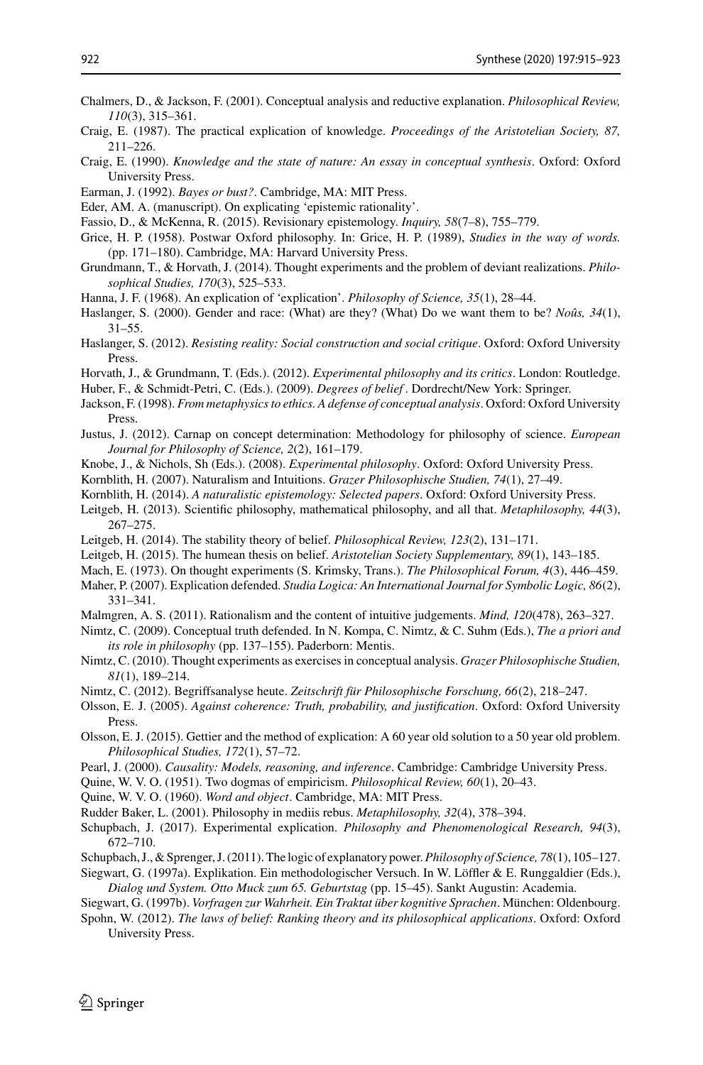Chalmers, D., & Jackson, F. (2001). Conceptual analysis and reductive explanation. *Philosophical Review, 110*(3), 315–361.

Craig, E. (1987). The practical explication of knowledge. *Proceedings of the Aristotelian Society, 87,* 211–226.

Craig, E. (1990). *Knowledge and the state of nature: An essay in conceptual synthesis*. Oxford: Oxford University Press.

Earman, J. (1992). *Bayes or bust?*. Cambridge, MA: MIT Press.

Eder, AM. A. (manuscript). On explicating 'epistemic rationality'.

Fassio, D., & McKenna, R. (2015). Revisionary epistemology. *Inquiry, 58*(7–8), 755–779.

Grice, H. P. (1958). Postwar Oxford philosophy. In: Grice, H. P. (1989), *Studies in the way of words.* (pp. 171–180). Cambridge, MA: Harvard University Press.

Grundmann, T., & Horvath, J. (2014). Thought experiments and the problem of deviant realizations. *Philosophical Studies, 170*(3), 525–533.

Hanna, J. F. (1968). An explication of 'explication'. *Philosophy of Science, 35*(1), 28–44.

Haslanger, S. (2000). Gender and race: (What) are they? (What) Do we want them to be? *Noûs, 34*(1), 31–55.

Haslanger, S. (2012). *Resisting reality: Social construction and social critique*. Oxford: Oxford University Press.

Horvath, J., & Grundmann, T. (Eds.). (2012). *Experimental philosophy and its critics*. London: Routledge.

Huber, F., & Schmidt-Petri, C. (Eds.). (2009). *Degrees of belief* . Dordrecht/New York: Springer.

Jackson, F. (1998). *From metaphysics to ethics. A defense of conceptual analysis*. Oxford: Oxford University Press.

Justus, J. (2012). Carnap on concept determination: Methodology for philosophy of science. *European Journal for Philosophy of Science, 2*(2), 161–179.

Knobe, J., & Nichols, Sh (Eds.). (2008). *Experimental philosophy*. Oxford: Oxford University Press.

Kornblith, H. (2007). Naturalism and Intuitions. *Grazer Philosophische Studien, 74*(1), 27–49.

Kornblith, H. (2014). *A naturalistic epistemology: Selected papers*. Oxford: Oxford University Press.

Leitgeb, H. (2013). Scientific philosophy, mathematical philosophy, and all that. *Metaphilosophy, 44*(3), 267–275.

Leitgeb, H. (2014). The stability theory of belief. *Philosophical Review, 123*(2), 131–171.

Leitgeb, H. (2015). The humean thesis on belief. *Aristotelian Society Supplementary, 89*(1), 143–185.

Mach, E. (1973). On thought experiments (S. Krimsky, Trans.). *The Philosophical Forum, 4*(3), 446–459.

Maher, P. (2007). Explication defended. *Studia Logica: An International Journal for Symbolic Logic, 86*(2), 331–341.

Malmgren, A. S. (2011). Rationalism and the content of intuitive judgements. *Mind, 120*(478), 263–327.

Nimtz, C. (2009). Conceptual truth defended. In N. Kompa, C. Nimtz, & C. Suhm (Eds.), *The a priori and its role in philosophy* (pp. 137–155). Paderborn: Mentis.

Nimtz, C. (2010). Thought experiments as exercises in conceptual analysis. *Grazer Philosophische Studien, 81*(1), 189–214.

Nimtz, C. (2012). Begriffsanalyse heute. *Zeitschrift für Philosophische Forschung, 66*(2), 218–247.

Olsson, E. J. (2005). *Against coherence: Truth, probability, and justification*. Oxford: Oxford University Press.

Olsson, E. J. (2015). Gettier and the method of explication: A 60 year old solution to a 50 year old problem. *Philosophical Studies, 172*(1), 57–72.

Pearl, J. (2000). *Causality: Models, reasoning, and inference*. Cambridge: Cambridge University Press.

Quine, W. V. O. (1951). Two dogmas of empiricism. *Philosophical Review, 60*(1), 20–43.

Quine, W. V. O. (1960). *Word and object*. Cambridge, MA: MIT Press.

Rudder Baker, L. (2001). Philosophy in mediis rebus. *Metaphilosophy, 32*(4), 378–394.

Schupbach, J. (2017). Experimental explication. *Philosophy and Phenomenological Research, 94*(3), 672–710.

Schupbach, J., & Sprenger, J. (2011). The logic of explanatory power. *Philosophy of Science, 78*(1), 105–127.

Siegwart, G. (1997a). Explikation. Ein methodologischer Versuch. In W. Löffler & E. Runggaldier (Eds.), *Dialog und System. Otto Muck zum 65. Geburtstag* (pp. 15–45). Sankt Augustin: Academia.

Siegwart, G. (1997b). *Vorfragen zur Wahrheit. Ein Traktat über kognitive Sprachen*. München: Oldenbourg.

Spohn, W. (2012). *The laws of belief: Ranking theory and its philosophical applications*. Oxford: Oxford University Press.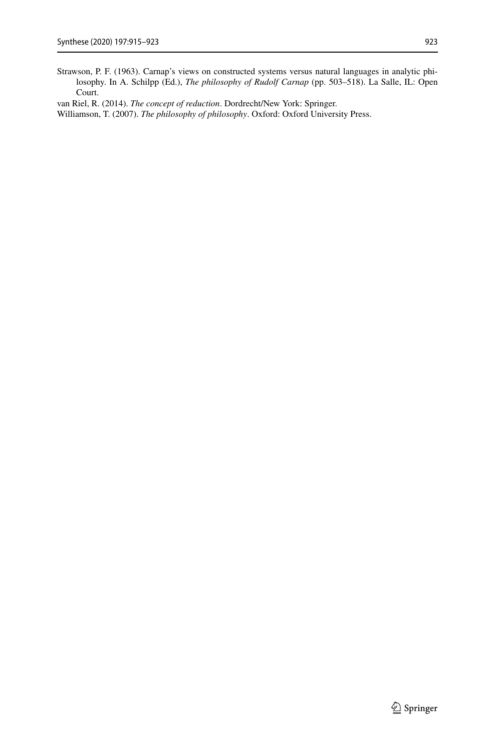Strawson, P. F. (1963). Carnap's views on constructed systems versus natural languages in analytic philosophy. In A. Schilpp (Ed.), *The philosophy of Rudolf Carnap* (pp. 503–518). La Salle, IL: Open Court.

van Riel, R. (2014). *The concept of reduction*. Dordrecht/New York: Springer.

Williamson, T. (2007). *The philosophy of philosophy*. Oxford: Oxford University Press.